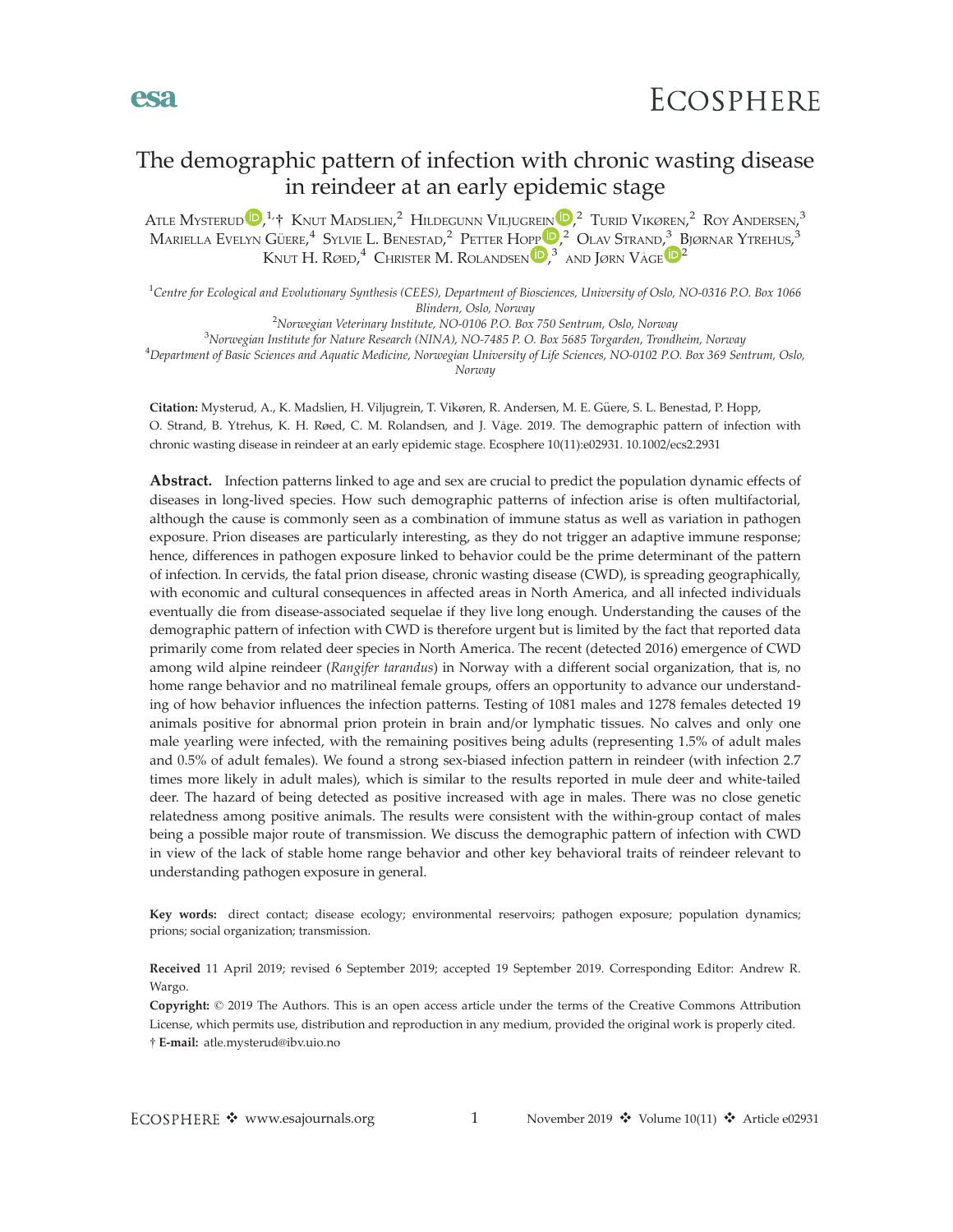# The demographic pattern of infection with chronic wasting disease in reindeer at an early epidemic stage

Atle Mysterud,[1,†] Knut Madslien,[2] Hildegunn Viljugrein,[2] Turid Vikøren,[2] Roy Andersen,[3] Mariella Evelyn Güere,[4] Sylvie L. Benestad,[2] Petter Hopp,[2] Olav Strand,[3] Bjørnar Ytrehus,[3] Knut H. Røed,[4] Christer M. Rolandsen,[3] and Jørn Våge[2]

[1]*Centre for Ecological and Evolutionary Synthesis (CEES), Department of Biosciences, University of Oslo, NO-0316 P.O. Box 1066 Blindern, Oslo, Norway*

[2]*Norwegian Veterinary Institute, NO-0106 P.O. Box 750 Sentrum, Oslo, Norway*

[3]*Norwegian Institute for Nature Research (NINA), NO-7485 P. O. Box 5685 Torgarden, Trondheim, Norway*

[4]*Department of Basic Sciences and Aquatic Medicine, Norwegian University of Life Sciences, NO-0102 P.O. Box 369 Sentrum, Oslo, Norway*

**Citation:** Mysterud, A., K. Madslien, H. Viljugrein, T. Vikøren, R. Andersen, M. E. Güere, S. L. Benestad, P. Hopp, O. Strand, B. Ytrehus, K. H. Røed, C. M. Rolandsen, and J. Våge. 2019. The demographic pattern of infection with chronic wasting disease in reindeer at an early epidemic stage. Ecosphere 10(11):e02931. 10.1002/ecs2.2931

**Abstract.** Infection patterns linked to age and sex are crucial to predict the population dynamic effects of diseases in long-lived species. How such demographic patterns of infection arise is often multifactorial, although the cause is commonly seen as a combination of immune status as well as variation in pathogen exposure. Prion diseases are particularly interesting, as they do not trigger an adaptive immune response; hence, differences in pathogen exposure linked to behavior could be the prime determinant of the pattern of infection. In cervids, the fatal prion disease, chronic wasting disease (CWD), is spreading geographically, with economic and cultural consequences in affected areas in North America, and all infected individuals eventually die from disease-associated sequelae if they live long enough. Understanding the causes of the demographic pattern of infection with CWD is therefore urgent but is limited by the fact that reported data primarily come from related deer species in North America. The recent (detected 2016) emergence of CWD among wild alpine reindeer (*Rangifer tarandus*) in Norway with a different social organization, that is, no home range behavior and no matrilineal female groups, offers an opportunity to advance our understanding of how behavior influences the infection patterns. Testing of 1081 males and 1278 females detected 19 animals positive for abnormal prion protein in brain and/or lymphatic tissues. No calves and only one male yearling were infected, with the remaining positives being adults (representing 1.5% of adult males and 0.5% of adult females). We found a strong sex-biased infection pattern in reindeer (with infection 2.7 times more likely in adult males), which is similar to the results reported in mule deer and white-tailed deer. The hazard of being detected as positive increased with age in males. There was no close genetic relatedness among positive animals. The results were consistent with the within-group contact of males being a possible major route of transmission. We discuss the demographic pattern of infection with CWD in view of the lack of stable home range behavior and other key behavioral traits of reindeer relevant to understanding pathogen exposure in general.

**Key words:** direct contact; disease ecology; environmental reservoirs; pathogen exposure; population dynamics; prions; social organization; transmission.

**Received** 11 April 2019; revised 6 September 2019; accepted 19 September 2019. Corresponding Editor: Andrew R. Wargo.

**Copyright:** © 2019 The Authors. This is an open access article under the terms of the Creative Commons Attribution License, which permits use, distribution and reproduction in any medium, provided the original work is properly cited.

† **E-mail:** atle.mysterud@ibv.uio.no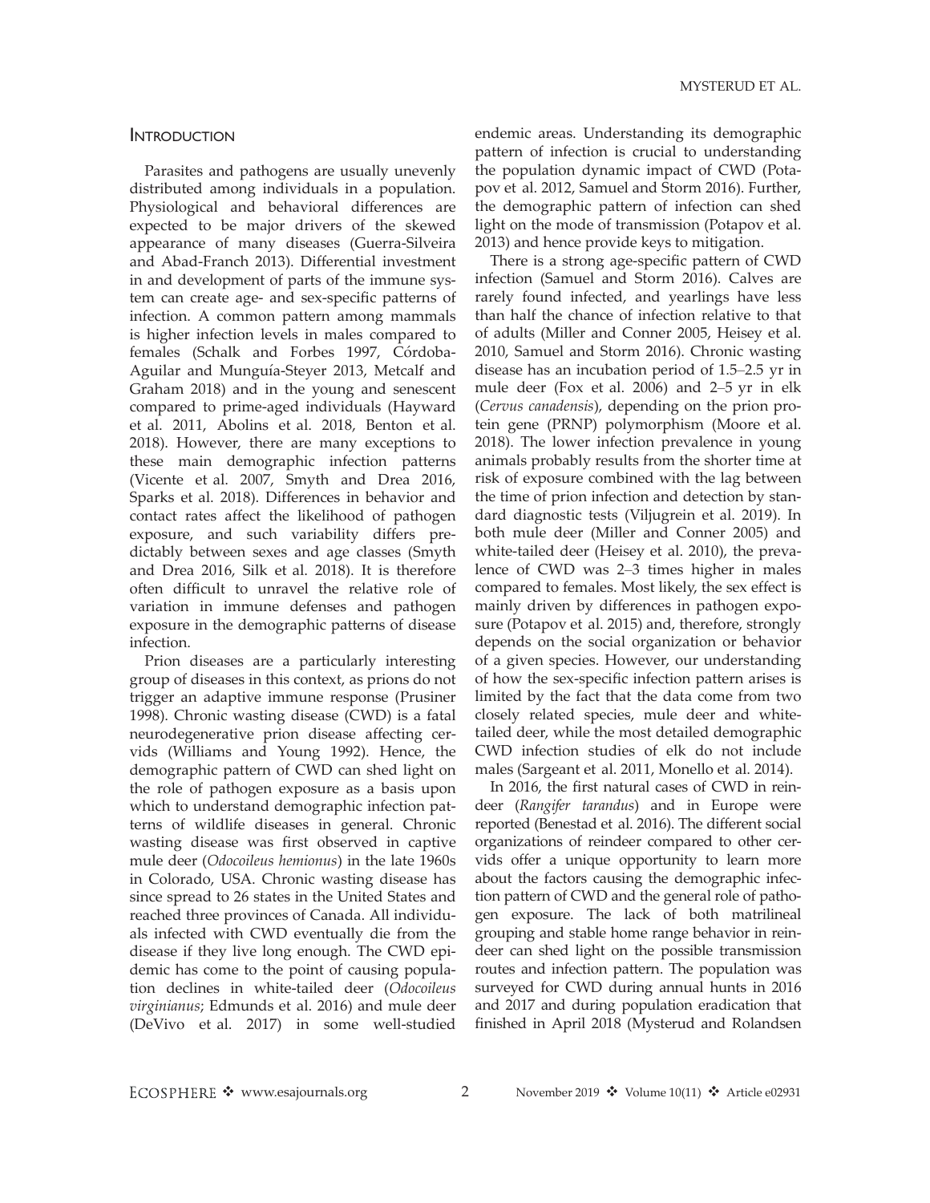## Introduction

Parasites and pathogens are usually unevenly distributed among individuals in a population. Physiological and behavioral differences are expected to be major drivers of the skewed appearance of many diseases (Guerra-Silveira and Abad-Franch 2013). Differential investment in and development of parts of the immune system can create age- and sex-specific patterns of infection. A common pattern among mammals is higher infection levels in males compared to females (Schalk and Forbes 1997, Córdoba-Aguilar and Munguía-Steyer 2013, Metcalf and Graham 2018) and in the young and senescent compared to prime-aged individuals (Hayward et al. 2011, Abolins et al. 2018, Benton et al. 2018). However, there are many exceptions to these main demographic infection patterns (Vicente et al. 2007, Smyth and Drea 2016, Sparks et al. 2018). Differences in behavior and contact rates affect the likelihood of pathogen exposure, and such variability differs predictably between sexes and age classes (Smyth and Drea 2016, Silk et al. 2018). It is therefore often difficult to unravel the relative role of variation in immune defenses and pathogen exposure in the demographic patterns of disease infection.

Prion diseases are a particularly interesting group of diseases in this context, as prions do not trigger an adaptive immune response (Prusiner 1998). Chronic wasting disease (CWD) is a fatal neurodegenerative prion disease affecting cervids (Williams and Young 1992). Hence, the demographic pattern of CWD can shed light on the role of pathogen exposure as a basis upon which to understand demographic infection patterns of wildlife diseases in general. Chronic wasting disease was first observed in captive mule deer (*Odocoileus hemionus*) in the late 1960s in Colorado, USA. Chronic wasting disease has since spread to 26 states in the United States and reached three provinces of Canada. All individuals infected with CWD eventually die from the disease if they live long enough. The CWD epidemic has come to the point of causing population declines in white-tailed deer (*Odocoileus virginianus*; Edmunds et al. 2016) and mule deer (DeVivo et al. 2017) in some well-studied endemic areas. Understanding its demographic pattern of infection is crucial to understanding the population dynamic impact of CWD (Potapov et al. 2012, Samuel and Storm 2016). Further, the demographic pattern of infection can shed light on the mode of transmission (Potapov et al. 2013) and hence provide keys to mitigation.

There is a strong age-specific pattern of CWD infection (Samuel and Storm 2016). Calves are rarely found infected, and yearlings have less than half the chance of infection relative to that of adults (Miller and Conner 2005, Heisey et al. 2010, Samuel and Storm 2016). Chronic wasting disease has an incubation period of 1.5–2.5 yr in mule deer (Fox et al. 2006) and 2–5 yr in elk (*Cervus canadensis*), depending on the prion protein gene (PRNP) polymorphism (Moore et al. 2018). The lower infection prevalence in young animals probably results from the shorter time at risk of exposure combined with the lag between the time of prion infection and detection by standard diagnostic tests (Viljugrein et al. 2019). In both mule deer (Miller and Conner 2005) and white-tailed deer (Heisey et al. 2010), the prevalence of CWD was 2–3 times higher in males compared to females. Most likely, the sex effect is mainly driven by differences in pathogen exposure (Potapov et al. 2015) and, therefore, strongly depends on the social organization or behavior of a given species. However, our understanding of how the sex-specific infection pattern arises is limited by the fact that the data come from two closely related species, mule deer and white-tailed deer, while the most detailed demographic CWD infection studies of elk do not include males (Sargeant et al. 2011, Monello et al. 2014).

In 2016, the first natural cases of CWD in reindeer (*Rangifer tarandus*) and in Europe were reported (Benestad et al. 2016). The different social organizations of reindeer compared to other cervids offer a unique opportunity to learn more about the factors causing the demographic infection pattern of CWD and the general role of pathogen exposure. The lack of both matrilineal grouping and stable home range behavior in reindeer can shed light on the possible transmission routes and infection pattern. The population was surveyed for CWD during annual hunts in 2016 and 2017 and during population eradication that finished in April 2018 (Mysterud and Rolandsen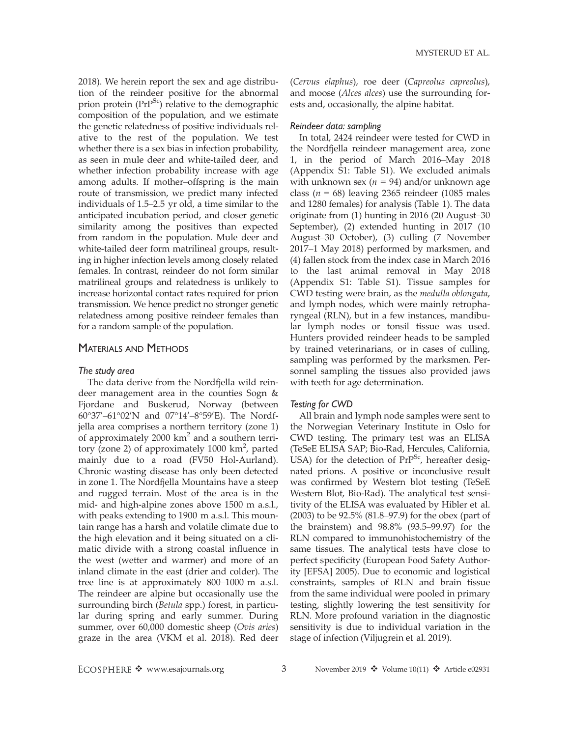2018). We herein report the sex and age distribution of the reindeer positive for the abnormal prion protein ($PrP^{Sc}$) relative to the demographic composition of the population, and we estimate the genetic relatedness of positive individuals relative to the rest of the population. We test whether there is a sex bias in infection probability, as seen in mule deer and white-tailed deer, and whether infection probability increase with age among adults. If mother–offspring is the main route of transmission, we predict many infected individuals of 1.5–2.5 yr old, a time similar to the anticipated incubation period, and closer genetic similarity among the positives than expected from random in the population. Mule deer and white-tailed deer form matrilineal groups, resulting in higher infection levels among closely related females. In contrast, reindeer do not form similar matrilineal groups and relatedness is unlikely to increase horizontal contact rates required for prion transmission. We hence predict no stronger genetic relatedness among positive reindeer females than for a random sample of the population.

## Materials and Methods

### *The study area*

The data derive from the Nordfjella wild reindeer management area in the counties Sogn & Fjordane and Buskerud, Norway (between 60°37′–61°02′N and 07°14′–8°59′E). The Nordfjella area comprises a northern territory (zone 1) of approximately 2000 $km^2$ and a southern territory (zone 2) of approximately 1000 $km^2$, parted mainly due to a road (FV50 Hol-Aurland). Chronic wasting disease has only been detected in zone 1. The Nordfjella Mountains have a steep and rugged terrain. Most of the area is in the mid- and high-alpine zones above 1500 m a.s.l., with peaks extending to 1900 m a.s.l. This mountain range has a harsh and volatile climate due to the high elevation and it being situated on a climatic divide with a strong coastal influence in the west (wetter and warmer) and more of an inland climate in the east (drier and colder). The tree line is at approximately 800–1000 m a.s.l. The reindeer are alpine but occasionally use the surrounding birch (*Betula* spp.) forest, in particular during spring and early summer. During summer, over 60,000 domestic sheep (*Ovis aries*) graze in the area (VKM et al. 2018). Red deer (*Cervus elaphus*), roe deer (*Capreolus capreolus*), and moose (*Alces alces*) use the surrounding forests and, occasionally, the alpine habitat.

### *Reindeer data: sampling*

In total, 2424 reindeer were tested for CWD in the Nordfjella reindeer management area, zone 1, in the period of March 2016–May 2018 (Appendix S1: Table S1). We excluded animals with unknown sex ($n$ = 94) and/or unknown age class ($n$ = 68) leaving 2365 reindeer (1085 males and 1280 females) for analysis (Table 1). The data originate from (1) hunting in 2016 (20 August–30 September), (2) extended hunting in 2017 (10 August–30 October), (3) culling (7 November 2017–1 May 2018) performed by marksmen, and (4) fallen stock from the index case in March 2016 to the last animal removal in May 2018 (Appendix S1: Table S1). Tissue samples for CWD testing were brain, as the *medulla oblongata*, and lymph nodes, which were mainly retropharyngeal (RLN), but in a few instances, mandibular lymph nodes or tonsil tissue was used. Hunters provided reindeer heads to be sampled by trained veterinarians, or in cases of culling, sampling was performed by the marksmen. Personnel sampling the tissues also provided jaws with teeth for age determination.

### *Testing for CWD*

All brain and lymph node samples were sent to the Norwegian Veterinary Institute in Oslo for CWD testing. The primary test was an ELISA (TeSeE ELISA SAP; Bio-Rad, Hercules, California, USA) for the detection of $PrP^{Sc}$, hereafter designated prions. A positive or inconclusive result was confirmed by Western blot testing (TeSeE Western Blot, Bio-Rad). The analytical test sensitivity of the ELISA was evaluated by Hibler et al. (2003) to be 92.5% (81.8–97.9) for the obex (part of the brainstem) and 98.8% (93.5–99.97) for the RLN compared to immunohistochemistry of the same tissues. The analytical tests have close to perfect specificity (European Food Safety Authority [EFSA] 2005). Due to economic and logistical constraints, samples of RLN and brain tissue from the same individual were pooled in primary testing, slightly lowering the test sensitivity for RLN. More profound variation in the diagnostic sensitivity is due to individual variation in the stage of infection (Viljugrein et al. 2019).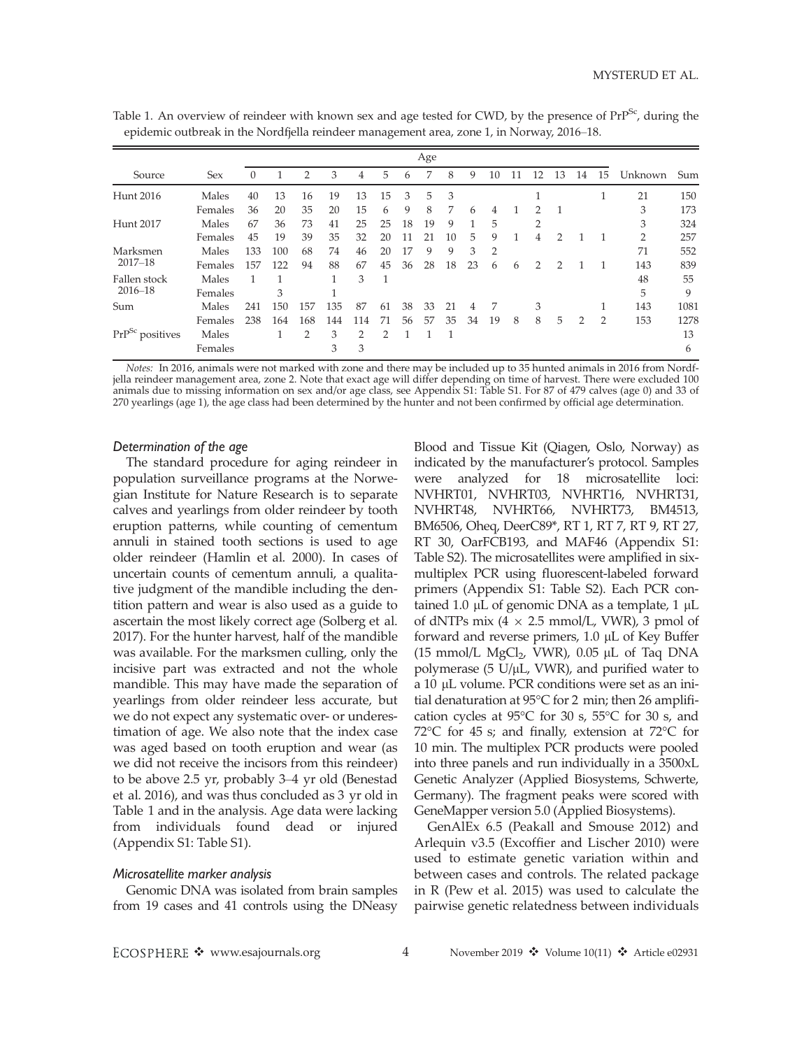Table 1. An overview of reindeer with known sex and age tested for CWD, by the presence of $PrP^{Sc}$, during the epidemic outbreak in the Nordfjella reindeer management area, zone 1, in Norway, 2016–18.

| Source | Sex | Age | | | | | | | | | | | | | | | | | Sum |
|---|---|---|---|---|---|---|---|---|---|---|---|---|---|---|---|---|---|---|---|
| | | 0 | 1 | 2 | 3 | 4 | 5 | 6 | 7 | 8 | 9 | 10 | 11 | 12 | 13 | 14 | 15 | Unknown | |
| Hunt 2016 | Males | 40 | 13 | 16 | 19 | 13 | 15 | 3 | 5 | 3 | | | | 1 | | | 1 | 21 | 150 |
| | Females | 36 | 20 | 35 | 20 | 15 | 6 | 9 | 8 | 7 | 6 | 4 | 1 | 2 | 1 | | | 3 | 173 |
| Hunt 2017 | Males | 67 | 36 | 73 | 41 | 25 | 25 | 18 | 19 | 9 | 1 | 5 | | 2 | | | | 3 | 324 |
| | Females | 45 | 19 | 39 | 35 | 32 | 20 | 11 | 21 | 10 | 5 | 9 | 1 | 4 | 2 | 1 | 1 | 2 | 257 |
| Marksmen 2017–18 | Males | 133 | 100 | 68 | 74 | 46 | 20 | 17 | 9 | 9 | 3 | 2 | | | | | | 71 | 552 |
| | Females | 157 | 122 | 94 | 88 | 67 | 45 | 36 | 28 | 18 | 23 | 6 | 6 | 2 | 2 | 1 | 1 | 143 | 839 |
| Fallen stock 2016–18 | Males | 1 | 1 | | 1 | 3 | 1 | | | | | | | | | | | 48 | 55 |
| | Females | | 3 | | 1 | | | | | | | | | | | | | 5 | 9 |
| Sum | Males | 241 | 150 | 157 | 135 | 87 | 61 | 38 | 33 | 21 | 4 | 7 | | 3 | | | 1 | 143 | 1081 |
| | Females | 238 | 164 | 168 | 144 | 114 | 71 | 56 | 57 | 35 | 34 | 19 | 8 | 8 | 5 | 2 | 2 | 153 | 1278 |
| $PrP^{Sc}$ positives | Males | | 1 | 2 | 3 | 2 | 2 | 1 | 1 | 1 | | | | | | | | | 13 |
| | Females | | | | 3 | 3 | | | | | | | | | | | | | 6 |

*Notes:* In 2016, animals were not marked with zone and there may be included up to 35 hunted animals in 2016 from Nordfjella reindeer management area, zone 2. Note that exact age will differ depending on time of harvest. There were excluded 100 animals due to missing information on sex and/or age class, see Appendix S1: Table S1. For 87 of 479 calves (age 0) and 33 of 270 yearlings (age 1), the age class had been determined by the hunter and not been confirmed by official age determination.

### *Determination of the age*

The standard procedure for aging reindeer in population surveillance programs at the Norwegian Institute for Nature Research is to separate calves and yearlings from older reindeer by tooth eruption patterns, while counting of cementum annuli in stained tooth sections is used to age older reindeer (Hamlin et al. 2000). In cases of uncertain counts of cementum annuli, a qualitative judgment of the mandible including the dentition pattern and wear is also used as a guide to ascertain the most likely correct age (Solberg et al. 2017). For the hunter harvest, half of the mandible was available. For the marksmen culling, only the incisive part was extracted and not the whole mandible. This may have made the separation of yearlings from older reindeer less accurate, but we do not expect any systematic over- or underestimation of age. We also note that the index case was aged based on tooth eruption and wear (as we did not receive the incisors from this reindeer) to be above 2.5 yr, probably 3–4 yr old (Benestad et al. 2016), and was thus concluded as 3 yr old in Table 1 and in the analysis. Age data were lacking from individuals found dead or injured (Appendix S1: Table S1).

### *Microsatellite marker analysis*

Genomic DNA was isolated from brain samples from 19 cases and 41 controls using the DNeasy Blood and Tissue Kit (Qiagen, Oslo, Norway) as indicated by the manufacturer's protocol. Samples were analyzed for 18 microsatellite loci: NVHRT01, NVHRT03, NVHRT16, NVHRT31, NVHRT48, NVHRT66, NVHRT73, BM4513, BM6506, Oheq, DeerC89*, RT 1, RT 7, RT 9, RT 27, RT 30, OarFCB193, and MAF46 (Appendix S1: Table S2). The microsatellites were amplified in six-multiplex PCR using fluorescent-labeled forward primers (Appendix S1: Table S2). Each PCR contained 1.0 μL of genomic DNA as a template, 1 μL of dNTPs mix ($4 \times 2.5$ mmol/L, VWR), 3 pmol of forward and reverse primers, 1.0 μL of Key Buffer (15 mmol/L $MgCl_2$, VWR), 0.05 μL of Taq DNA polymerase (5 U/μL, VWR), and purified water to a 10 μL volume. PCR conditions were set as an initial denaturation at 95°C for 2 min; then 26 amplification cycles at 95°C for 30 s, 55°C for 30 s, and 72°C for 45 s; and finally, extension at 72°C for 10 min. The multiplex PCR products were pooled into three panels and run individually in a 3500xL Genetic Analyzer (Applied Biosystems, Schwerte, Germany). The fragment peaks were scored with GeneMapper version 5.0 (Applied Biosystems).

GenAlEx 6.5 (Peakall and Smouse 2012) and Arlequin v3.5 (Excoffier and Lischer 2010) were used to estimate genetic variation within and between cases and controls. The related package in R (Pew et al. 2015) was used to calculate the pairwise genetic relatedness between individuals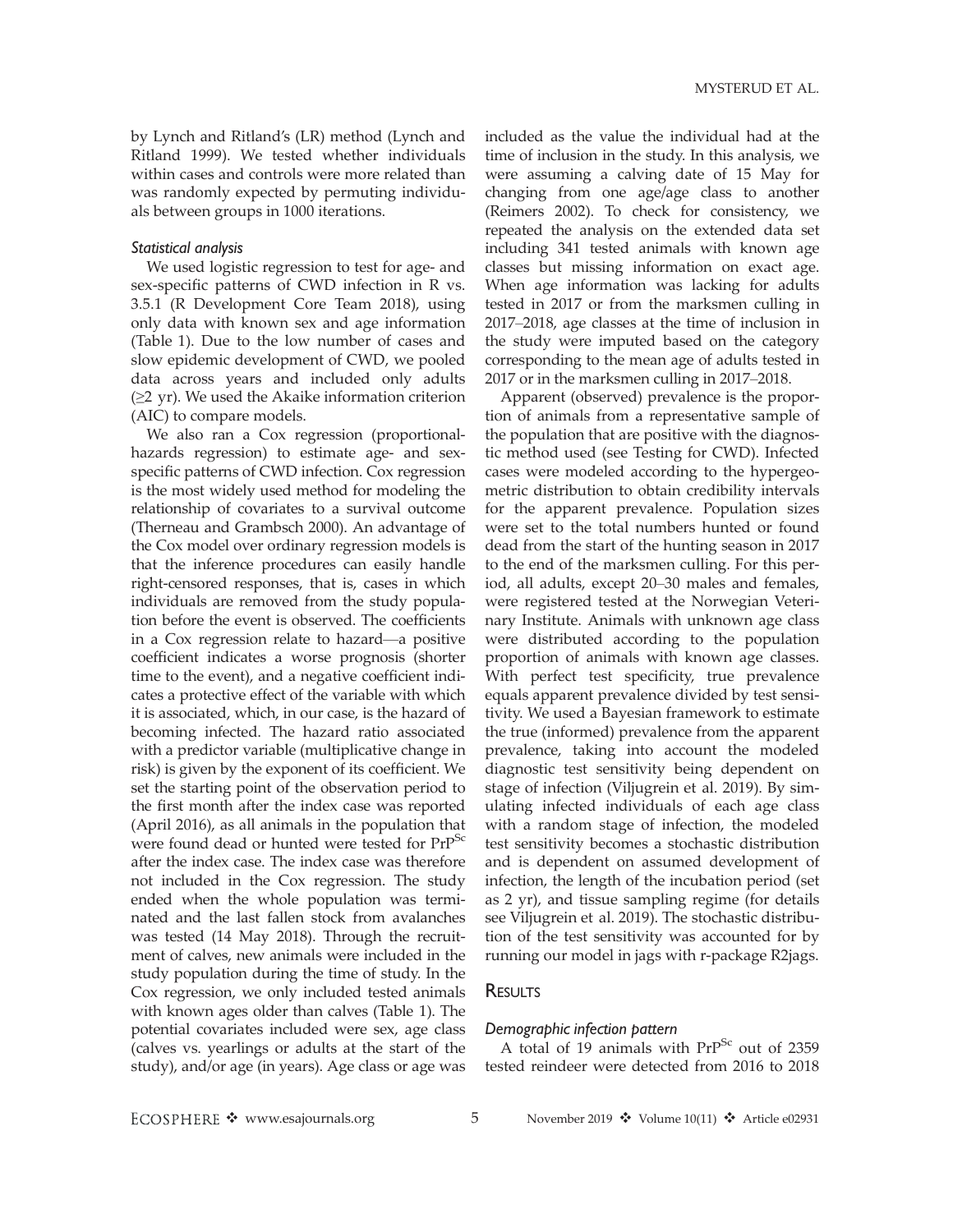by Lynch and Ritland's (LR) method (Lynch and Ritland 1999). We tested whether individuals within cases and controls were more related than was randomly expected by permuting individuals between groups in 1000 iterations.

### *Statistical analysis*

We used logistic regression to test for age- and sex-specific patterns of CWD infection in R vs. 3.5.1 (R Development Core Team 2018), using only data with known sex and age information (Table 1). Due to the low number of cases and slow epidemic development of CWD, we pooled data across years and included only adults ($\geq$2 yr). We used the Akaike information criterion (AIC) to compare models.

We also ran a Cox regression (proportional-hazards regression) to estimate age- and sex-specific patterns of CWD infection. Cox regression is the most widely used method for modeling the relationship of covariates to a survival outcome (Therneau and Grambsch 2000). An advantage of the Cox model over ordinary regression models is that the inference procedures can easily handle right-censored responses, that is, cases in which individuals are removed from the study population before the event is observed. The coefficients in a Cox regression relate to hazard—a positive coefficient indicates a worse prognosis (shorter time to the event), and a negative coefficient indicates a protective effect of the variable with which it is associated, which, in our case, is the hazard of becoming infected. The hazard ratio associated with a predictor variable (multiplicative change in risk) is given by the exponent of its coefficient. We set the starting point of the observation period to the first month after the index case was reported (April 2016), as all animals in the population that were found dead or hunted were tested for $PrP^{Sc}$ after the index case. The index case was therefore not included in the Cox regression. The study ended when the whole population was terminated and the last fallen stock from avalanches was tested (14 May 2018). Through the recruitment of calves, new animals were included in the study population during the time of study. In the Cox regression, we only included tested animals with known ages older than calves (Table 1). The potential covariates included were sex, age class (calves vs. yearlings or adults at the start of the study), and/or age (in years). Age class or age was included as the value the individual had at the time of inclusion in the study. In this analysis, we were assuming a calving date of 15 May for changing from one age/age class to another (Reimers 2002). To check for consistency, we repeated the analysis on the extended data set including 341 tested animals with known age classes but missing information on exact age. When age information was lacking for adults tested in 2017 or from the marksmen culling in 2017–2018, age classes at the time of inclusion in the study were imputed based on the category corresponding to the mean age of adults tested in 2017 or in the marksmen culling in 2017–2018.

Apparent (observed) prevalence is the proportion of animals from a representative sample of the population that are positive with the diagnostic method used (see Testing for CWD). Infected cases were modeled according to the hypergeometric distribution to obtain credibility intervals for the apparent prevalence. Population sizes were set to the total numbers hunted or found dead from the start of the hunting season in 2017 to the end of the marksmen culling. For this period, all adults, except 20–30 males and females, were registered tested at the Norwegian Veterinary Institute. Animals with unknown age class were distributed according to the population proportion of animals with known age classes. With perfect test specificity, true prevalence equals apparent prevalence divided by test sensitivity. We used a Bayesian framework to estimate the true (informed) prevalence from the apparent prevalence, taking into account the modeled diagnostic test sensitivity being dependent on stage of infection (Viljugrein et al. 2019). By simulating infected individuals of each age class with a random stage of infection, the modeled test sensitivity becomes a stochastic distribution and is dependent on assumed development of infection, the length of the incubation period (set as 2 yr), and tissue sampling regime (for details see Viljugrein et al. 2019). The stochastic distribution of the test sensitivity was accounted for by running our model in jags with r-package R2jags.

## Results

### *Demographic infection pattern*

A total of 19 animals with $PrP^{Sc}$ out of 2359 tested reindeer were detected from 2016 to 2018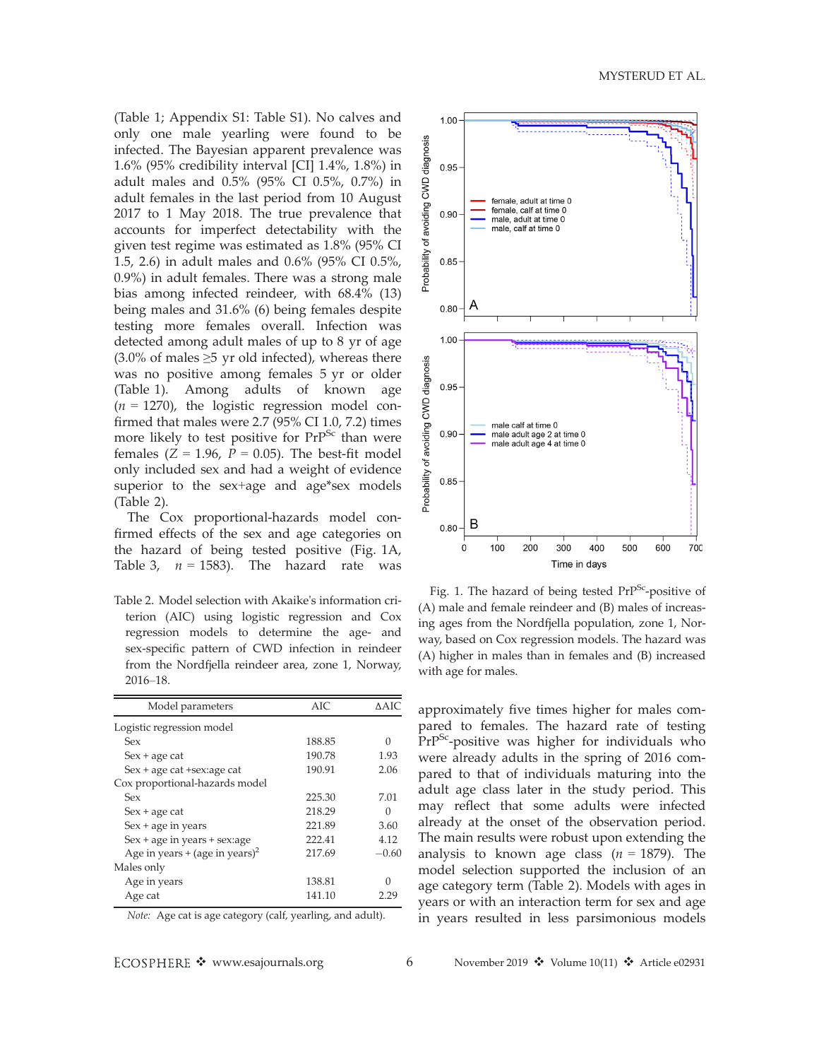(Table 1; Appendix S1: Table S1). No calves and only one male yearling were found to be infected. The Bayesian apparent prevalence was 1.6% (95% credibility interval [CI] 1.4%, 1.8%) in adult males and 0.5% (95% CI 0.5%, 0.7%) in adult females in the last period from 10 August 2017 to 1 May 2018. The true prevalence that accounts for imperfect detectability with the given test regime was estimated as 1.8% (95% CI 1.5, 2.6) in adult males and 0.6% (95% CI 0.5%, 0.9%) in adult females. There was a strong male bias among infected reindeer, with 68.4% (13) being males and 31.6% (6) being females despite testing more females overall. Infection was detected among adult males of up to 8 yr of age (3.0% of males ≥5 yr old infected), whereas there was no positive among females 5 yr or older (Table 1). Among adults of known age ($n$ = 1270), the logistic regression model confirmed that males were 2.7 (95% CI 1.0, 7.2) times more likely to test positive for $PrP^{Sc}$ than were females ($Z$ = 1.96, $P$ = 0.05). The best-fit model only included sex and had a weight of evidence superior to the sex+age and age*sex models (Table 2).

The Cox proportional-hazards model confirmed effects of the sex and age categories on the hazard of being tested positive (Fig. 1A, Table 3, $n$ = 1583). The hazard rate was approximately five times higher for males compared to females. The hazard rate of testing $PrP^{Sc}$-positive was higher for individuals who were already adults in the spring of 2016 compared to that of individuals maturing into the adult age class later in the study period. This may reflect that some adults were infected already at the onset of the observation period. The main results were robust upon extending the analysis to known age class ($n$ = 1879). The model selection supported the inclusion of an age category term (Table 2). Models with ages in years or with an interaction term for sex and age in years resulted in less parsimonious models

Table 2. Model selection with Akaike's information criterion (AIC) using logistic regression and Cox regression models to determine the age- and sex-specific pattern of CWD infection in reindeer from the Nordfjella reindeer area, zone 1, Norway, 2016–18.

| Model parameters | AIC | ΔAIC |
|---|---|---|
| Logistic regression model | | |
| Sex | 188.85 | 0 |
| Sex + age cat | 190.78 | 1.93 |
| Sex + age cat +sex:age cat | 190.91 | 2.06 |
| Cox proportional-hazards model | | |
| Sex | 225.30 | 7.01 |
| Sex + age cat | 218.29 | 0 |
| Sex + age in years | 221.89 | 3.60 |
| Sex + age in years + sex:age | 222.41 | 4.12 |
| Age in years + (age in years)$^2$ | 217.69 | −0.60 |
| Males only | | |
| Age in years | 138.81 | 0 |
| Age cat | 141.10 | 2.29 |

*Note:* Age cat is age category (calf, yearling, and adult).

Fig. 1. The hazard of being tested $PrP^{Sc}$-positive of (A) male and female reindeer and (B) males of increasing ages from the Nordfjella population, zone 1, Norway, based on Cox regression models. The hazard was (A) higher in males than in females and (B) increased with age for males.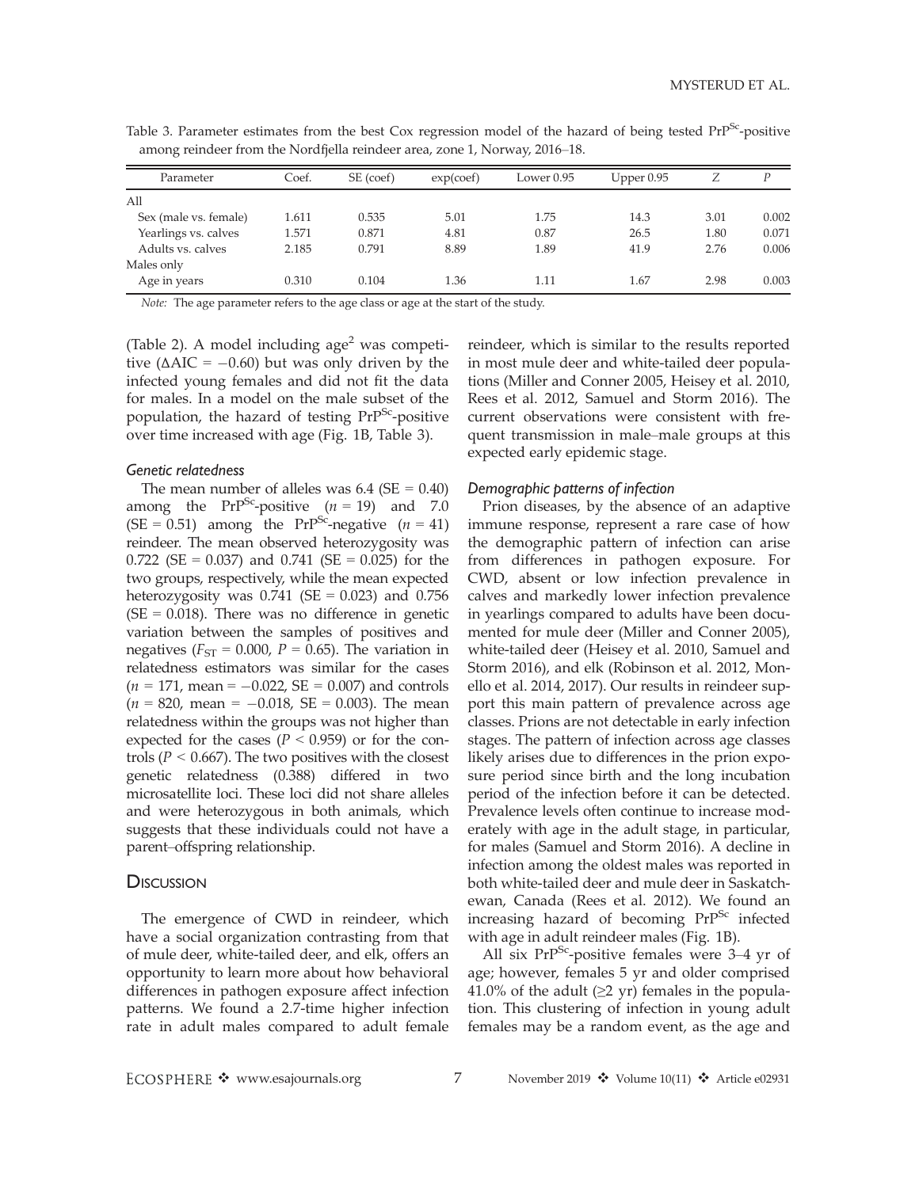Table 3. Parameter estimates from the best Cox regression model of the hazard of being tested $PrP^{Sc}$-positive among reindeer from the Nordfjella reindeer area, zone 1, Norway, 2016–18.

| Parameter | Coef. | SE (coef) | exp(coef) | Lower 0.95 | Upper 0.95 | Z | P |
|---|---|---|---|---|---|---|---|
| All | | | | | | | |
| Sex (male vs. female) | 1.611 | 0.535 | 5.01 | 1.75 | 14.3 | 3.01 | 0.002 |
| Yearlings vs. calves | 1.571 | 0.871 | 4.81 | 0.87 | 26.5 | 1.80 | 0.071 |
| Adults vs. calves | 2.185 | 0.791 | 8.89 | 1.89 | 41.9 | 2.76 | 0.006 |
| Males only | | | | | | | |
| Age in years | 0.310 | 0.104 | 1.36 | 1.11 | 1.67 | 2.98 | 0.003 |

*Note:* The age parameter refers to the age class or age at the start of the study.

(Table 2). A model including age$^2$ was competitive ($\Delta AIC = -0.60$) but was only driven by the infected young females and did not fit the data for males. In a model on the male subset of the population, the hazard of testing $PrP^{Sc}$-positive over time increased with age (Fig. 1B, Table 3).

### *Genetic relatedness*

The mean number of alleles was 6.4 (SE = 0.40) among the $PrP^{Sc}$-positive ($n = 19$) and 7.0 (SE = 0.51) among the $PrP^{Sc}$-negative ($n = 41$) reindeer. The mean observed heterozygosity was 0.722 (SE = 0.037) and 0.741 (SE = 0.025) for the two groups, respectively, while the mean expected heterozygosity was 0.741 (SE = 0.023) and 0.756 (SE = 0.018). There was no difference in genetic variation between the samples of positives and negatives ($F_{ST} = 0.000$, $P = 0.65$). The variation in relatedness estimators was similar for the cases ($n = 171$, mean = −0.022, SE = 0.007) and controls ($n = 820$, mean = −0.018, SE = 0.003). The mean relatedness within the groups was not higher than expected for the cases ($P < 0.959$) or for the controls ($P < 0.667$). The two positives with the closest genetic relatedness (0.388) differed in two microsatellite loci. These loci did not share alleles and were heterozygous in both animals, which suggests that these individuals could not have a parent–offspring relationship.

## Discussion

The emergence of CWD in reindeer, which have a social organization contrasting from that of mule deer, white-tailed deer, and elk, offers an opportunity to learn more about how behavioral differences in pathogen exposure affect infection patterns. We found a 2.7-time higher infection rate in adult males compared to adult female reindeer, which is similar to the results reported in most mule deer and white-tailed deer populations (Miller and Conner 2005, Heisey et al. 2010, Rees et al. 2012, Samuel and Storm 2016). The current observations were consistent with frequent transmission in male–male groups at this expected early epidemic stage.

### *Demographic patterns of infection*

Prion diseases, by the absence of an adaptive immune response, represent a rare case of how the demographic pattern of infection can arise from differences in pathogen exposure. For CWD, absent or low infection prevalence in calves and markedly lower infection prevalence in yearlings compared to adults have been documented for mule deer (Miller and Conner 2005), white-tailed deer (Heisey et al. 2010, Samuel and Storm 2016), and elk (Robinson et al. 2012, Monello et al. 2014, 2017). Our results in reindeer support this main pattern of prevalence across age classes. Prions are not detectable in early infection stages. The pattern of infection across age classes likely arises due to differences in the prion exposure period since birth and the long incubation period of the infection before it can be detected. Prevalence levels often continue to increase moderately with age in the adult stage, in particular, for males (Samuel and Storm 2016). A decline in infection among the oldest males was reported in both white-tailed deer and mule deer in Saskatchewan, Canada (Rees et al. 2012). We found an increasing hazard of becoming $PrP^{Sc}$ infected with age in adult reindeer males (Fig. 1B).

All six $PrP^{Sc}$-positive females were 3–4 yr of age; however, females 5 yr and older comprised 41.0% of the adult (≥2 yr) females in the population. This clustering of infection in young adult females may be a random event, as the age and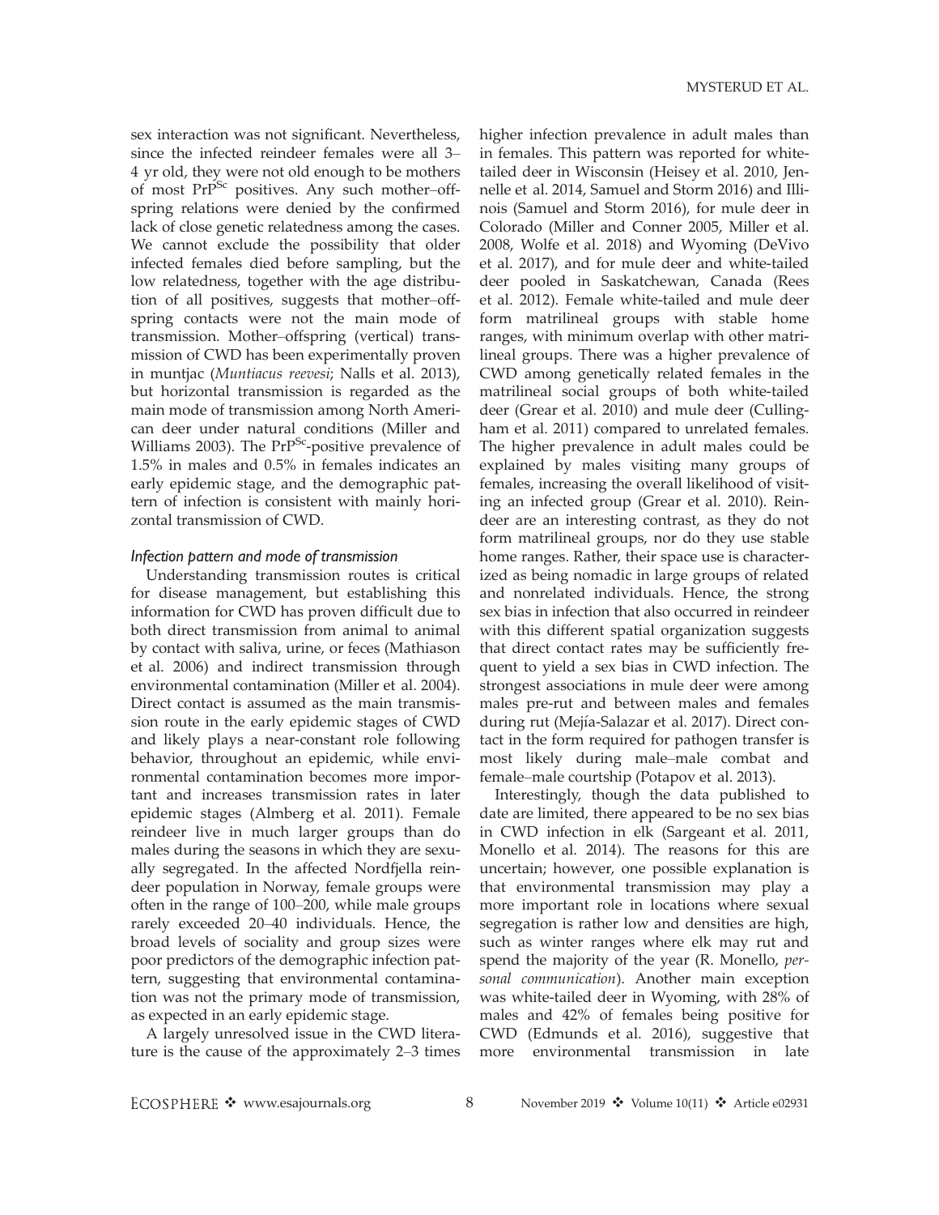sex interaction was not significant. Nevertheless, since the infected reindeer females were all 3–4 yr old, they were not old enough to be mothers of most $PrP^{Sc}$ positives. Any such mother–offspring relations were denied by the confirmed lack of close genetic relatedness among the cases. We cannot exclude the possibility that older infected females died before sampling, but the low relatedness, together with the age distribution of all positives, suggests that mother–offspring contacts were not the main mode of transmission. Mother–offspring (vertical) transmission of CWD has been experimentally proven in muntjac (*Muntiacus reevesi*; Nalls et al. 2013), but horizontal transmission is regarded as the main mode of transmission among North American deer under natural conditions (Miller and Williams 2003). The $PrP^{Sc}$-positive prevalence of 1.5% in males and 0.5% in females indicates an early epidemic stage, and the demographic pattern of infection is consistent with mainly horizontal transmission of CWD.

### *Infection pattern and mode of transmission*

Understanding transmission routes is critical for disease management, but establishing this information for CWD has proven difficult due to both direct transmission from animal to animal by contact with saliva, urine, or feces (Mathiason et al. 2006) and indirect transmission through environmental contamination (Miller et al. 2004). Direct contact is assumed as the main transmission route in the early epidemic stages of CWD and likely plays a near-constant role following behavior, throughout an epidemic, while environmental contamination becomes more important and increases transmission rates in later epidemic stages (Almberg et al. 2011). Female reindeer live in much larger groups than do males during the seasons in which they are sexually segregated. In the affected Nordfjella reindeer population in Norway, female groups were often in the range of 100–200, while male groups rarely exceeded 20–40 individuals. Hence, the broad levels of sociality and group sizes were poor predictors of the demographic infection pattern, suggesting that environmental contamination was not the primary mode of transmission, as expected in an early epidemic stage.

A largely unresolved issue in the CWD literature is the cause of the approximately 2–3 times higher infection prevalence in adult males than in females. This pattern was reported for white-tailed deer in Wisconsin (Heisey et al. 2010, Jennelle et al. 2014, Samuel and Storm 2016) and Illinois (Samuel and Storm 2016), for mule deer in Colorado (Miller and Conner 2005, Miller et al. 2008, Wolfe et al. 2018) and Wyoming (DeVivo et al. 2017), and for mule deer and white-tailed deer pooled in Saskatchewan, Canada (Rees et al. 2012). Female white-tailed and mule deer form matrilineal groups with stable home ranges, with minimum overlap with other matrilineal groups. There was a higher prevalence of CWD among genetically related females in the matrilineal social groups of both white-tailed deer (Grear et al. 2010) and mule deer (Cullingham et al. 2011) compared to unrelated females. The higher prevalence in adult males could be explained by males visiting many groups of females, increasing the overall likelihood of visiting an infected group (Grear et al. 2010). Reindeer are an interesting contrast, as they do not form matrilineal groups, nor do they use stable home ranges. Rather, their space use is characterized as being nomadic in large groups of related and nonrelated individuals. Hence, the strong sex bias in infection that also occurred in reindeer with this different spatial organization suggests that direct contact rates may be sufficiently frequent to yield a sex bias in CWD infection. The strongest associations in mule deer were among males pre-rut and between males and females during rut (Mejía-Salazar et al. 2017). Direct contact in the form required for pathogen transfer is most likely during male–male combat and female–male courtship (Potapov et al. 2013).

Interestingly, though the data published to date are limited, there appeared to be no sex bias in CWD infection in elk (Sargeant et al. 2011, Monello et al. 2014). The reasons for this are uncertain; however, one possible explanation is that environmental transmission may play a more important role in locations where sexual segregation is rather low and densities are high, such as winter ranges where elk may rut and spend the majority of the year (R. Monello, *personal communication*). Another main exception was white-tailed deer in Wyoming, with 28% of males and 42% of females being positive for CWD (Edmunds et al. 2016), suggestive that more environmental transmission in late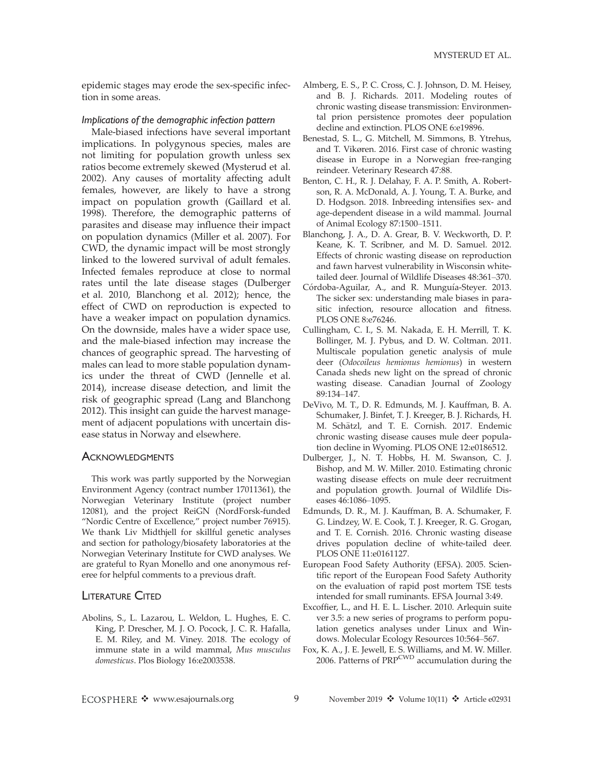epidemic stages may erode the sex-specific infection in some areas.

### *Implications of the demographic infection pattern*

Male-biased infections have several important implications. In polygynous species, males are not limiting for population growth unless sex ratios become extremely skewed (Mysterud et al. 2002). Any causes of mortality affecting adult females, however, are likely to have a strong impact on population growth (Gaillard et al. 1998). Therefore, the demographic patterns of parasites and disease may influence their impact on population dynamics (Miller et al. 2007). For CWD, the dynamic impact will be most strongly linked to the lowered survival of adult females. Infected females reproduce at close to normal rates until the late disease stages (Dulberger et al. 2010, Blanchong et al. 2012); hence, the effect of CWD on reproduction is expected to have a weaker impact on population dynamics. On the downside, males have a wider space use, and the male-biased infection may increase the chances of geographic spread. The harvesting of males can lead to more stable population dynamics under the threat of CWD (Jennelle et al. 2014), increase disease detection, and limit the risk of geographic spread (Lang and Blanchong 2012). This insight can guide the harvest management of adjacent populations with uncertain disease status in Norway and elsewhere.

## Acknowledgments

This work was partly supported by the Norwegian Environment Agency (contract number 17011361), the Norwegian Veterinary Institute (project number 12081), and the project ReiGN (NordForsk-funded "Nordic Centre of Excellence," project number 76915). We thank Liv Midthjell for skillful genetic analyses and section for pathology/biosafety laboratories at the Norwegian Veterinary Institute for CWD analyses. We are grateful to Ryan Monello and one anonymous referee for helpful comments to a previous draft.

## Literature Cited

Abolins, S., L. Lazarou, L. Weldon, L. Hughes, E. C. King, P. Drescher, M. J. O. Pocock, J. C. R. Hafalla, E. M. Riley, and M. Viney. 2018. The ecology of immune state in a wild mammal, *Mus musculus domesticus*. Plos Biology 16:e2003538.

Almberg, E. S., P. C. Cross, C. J. Johnson, D. M. Heisey, and B. J. Richards. 2011. Modeling routes of chronic wasting disease transmission: Environmental prion persistence promotes deer population decline and extinction. PLOS ONE 6:e19896.

Benestad, S. L., G. Mitchell, M. Simmons, B. Ytrehus, and T. Vikøren. 2016. First case of chronic wasting disease in Europe in a Norwegian free-ranging reindeer. Veterinary Research 47:88.

Benton, C. H., R. J. Delahay, F. A. P. Smith, A. Robertson, R. A. McDonald, A. J. Young, T. A. Burke, and D. Hodgson. 2018. Inbreeding intensifies sex- and age-dependent disease in a wild mammal. Journal of Animal Ecology 87:1500–1511.

Blanchong, J. A., D. A. Grear, B. V. Weckworth, D. P. Keane, K. T. Scribner, and M. D. Samuel. 2012. Effects of chronic wasting disease on reproduction and fawn harvest vulnerability in Wisconsin white-tailed deer. Journal of Wildlife Diseases 48:361–370.

Córdoba-Aguilar, A., and R. Munguía-Steyer. 2013. The sicker sex: understanding male biases in parasitic infection, resource allocation and fitness. PLOS ONE 8:e76246.

Cullingham, C. I., S. M. Nakada, E. H. Merrill, T. K. Bollinger, M. J. Pybus, and D. W. Coltman. 2011. Multiscale population genetic analysis of mule deer (*Odocoileus hemionus hemionus*) in western Canada sheds new light on the spread of chronic wasting disease. Canadian Journal of Zoology 89:134–147.

DeVivo, M. T., D. R. Edmunds, M. J. Kauffman, B. A. Schumaker, J. Binfet, T. J. Kreeger, B. J. Richards, H. M. Schätzl, and T. E. Cornish. 2017. Endemic chronic wasting disease causes mule deer population decline in Wyoming. PLOS ONE 12:e0186512.

Dulberger, J., N. T. Hobbs, H. M. Swanson, C. J. Bishop, and M. W. Miller. 2010. Estimating chronic wasting disease effects on mule deer recruitment and population growth. Journal of Wildlife Diseases 46:1086–1095.

Edmunds, D. R., M. J. Kauffman, B. A. Schumaker, F. G. Lindzey, W. E. Cook, T. J. Kreeger, R. G. Grogan, and T. E. Cornish. 2016. Chronic wasting disease drives population decline of white-tailed deer. PLOS ONE 11:e0161127.

European Food Safety Authority (EFSA). 2005. Scientific report of the European Food Safety Authority on the evaluation of rapid post mortem TSE tests intended for small ruminants. EFSA Journal 3:49.

Excoffier, L., and H. E. L. Lischer. 2010. Arlequin suite ver 3.5: a new series of programs to perform population genetics analyses under Linux and Windows. Molecular Ecology Resources 10:564–567.

Fox, K. A., J. E. Jewell, E. S. Williams, and M. W. Miller. 2006. Patterns of $PRP^{CWD}$ accumulation during the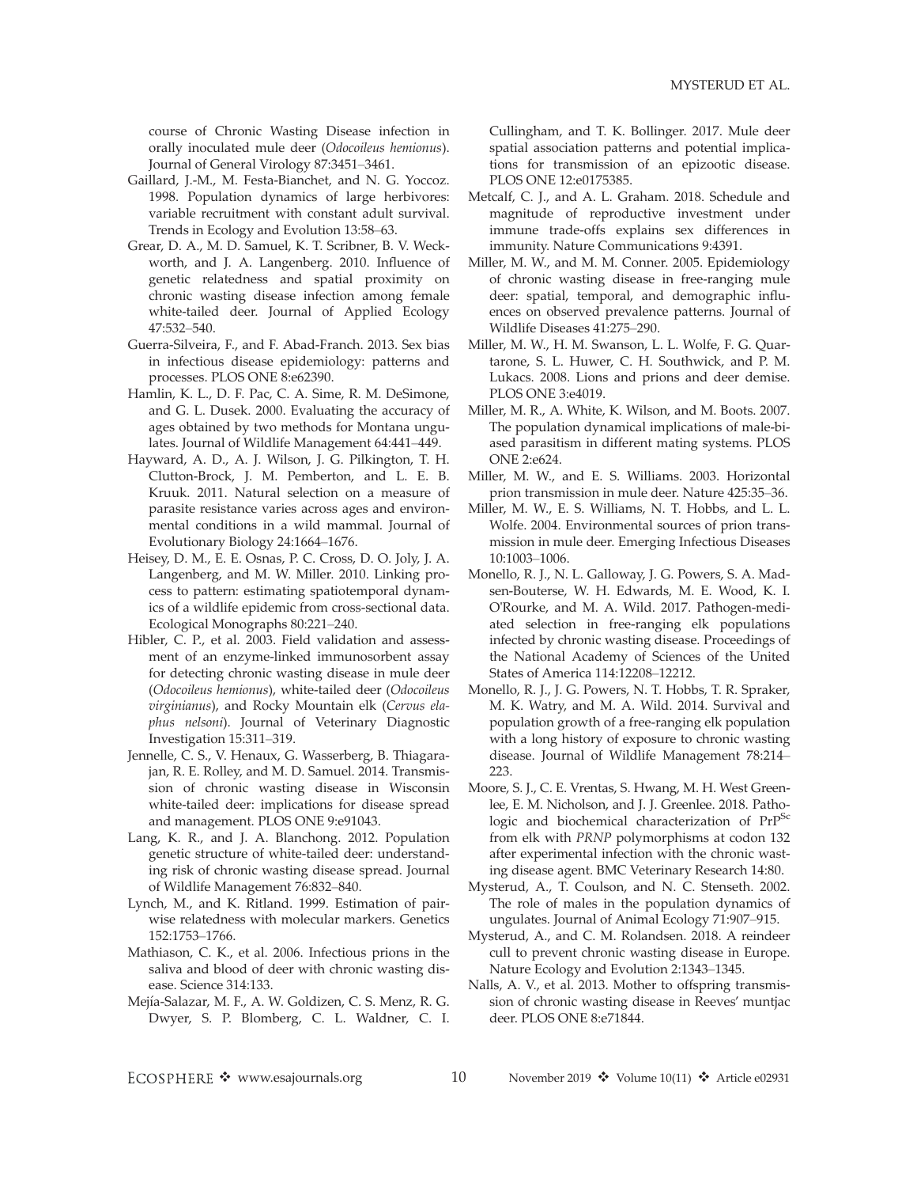course of Chronic Wasting Disease infection in orally inoculated mule deer (*Odocoileus hemionus*). Journal of General Virology 87:3451–3461.

Gaillard, J.-M., M. Festa-Bianchet, and N. G. Yoccoz. 1998. Population dynamics of large herbivores: variable recruitment with constant adult survival. Trends in Ecology and Evolution 13:58–63.

Grear, D. A., M. D. Samuel, K. T. Scribner, B. V. Weckworth, and J. A. Langenberg. 2010. Influence of genetic relatedness and spatial proximity on chronic wasting disease infection among female white-tailed deer. Journal of Applied Ecology 47:532–540.

Guerra-Silveira, F., and F. Abad-Franch. 2013. Sex bias in infectious disease epidemiology: patterns and processes. PLOS ONE 8:e62390.

Hamlin, K. L., D. F. Pac, C. A. Sime, R. M. DeSimone, and G. L. Dusek. 2000. Evaluating the accuracy of ages obtained by two methods for Montana ungulates. Journal of Wildlife Management 64:441–449.

Hayward, A. D., A. J. Wilson, J. G. Pilkington, T. H. Clutton-Brock, J. M. Pemberton, and L. E. B. Kruuk. 2011. Natural selection on a measure of parasite resistance varies across ages and environmental conditions in a wild mammal. Journal of Evolutionary Biology 24:1664–1676.

Heisey, D. M., E. E. Osnas, P. C. Cross, D. O. Joly, J. A. Langenberg, and M. W. Miller. 2010. Linking process to pattern: estimating spatiotemporal dynamics of a wildlife epidemic from cross-sectional data. Ecological Monographs 80:221–240.

Hibler, C. P., et al. 2003. Field validation and assessment of an enzyme-linked immunosorbent assay for detecting chronic wasting disease in mule deer (*Odocoileus hemionus*), white-tailed deer (*Odocoileus virginianus*), and Rocky Mountain elk (*Cervus elaphus nelsoni*). Journal of Veterinary Diagnostic Investigation 15:311–319.

Jennelle, C. S., V. Henaux, G. Wasserberg, B. Thiagarajan, R. E. Rolley, and M. D. Samuel. 2014. Transmission of chronic wasting disease in Wisconsin white-tailed deer: implications for disease spread and management. PLOS ONE 9:e91043.

Lang, K. R., and J. A. Blanchong. 2012. Population genetic structure of white-tailed deer: understanding risk of chronic wasting disease spread. Journal of Wildlife Management 76:832–840.

Lynch, M., and K. Ritland. 1999. Estimation of pairwise relatedness with molecular markers. Genetics 152:1753–1766.

Mathiason, C. K., et al. 2006. Infectious prions in the saliva and blood of deer with chronic wasting disease. Science 314:133.

Mejía-Salazar, M. F., A. W. Goldizen, C. S. Menz, R. G. Dwyer, S. P. Blomberg, C. L. Waldner, C. I. Cullingham, and T. K. Bollinger. 2017. Mule deer spatial association patterns and potential implications for transmission of an epizootic disease. PLOS ONE 12:e0175385.

Metcalf, C. J., and A. L. Graham. 2018. Schedule and magnitude of reproductive investment under immune trade-offs explains sex differences in immunity. Nature Communications 9:4391.

Miller, M. W., and M. M. Conner. 2005. Epidemiology of chronic wasting disease in free-ranging mule deer: spatial, temporal, and demographic influences on observed prevalence patterns. Journal of Wildlife Diseases 41:275–290.

Miller, M. W., H. M. Swanson, L. L. Wolfe, F. G. Quartarone, S. L. Huwer, C. H. Southwick, and P. M. Lukacs. 2008. Lions and prions and deer demise. PLOS ONE 3:e4019.

Miller, M. R., A. White, K. Wilson, and M. Boots. 2007. The population dynamical implications of male-biased parasitism in different mating systems. PLOS ONE 2:e624.

Miller, M. W., and E. S. Williams. 2003. Horizontal prion transmission in mule deer. Nature 425:35–36.

Miller, M. W., E. S. Williams, N. T. Hobbs, and L. L. Wolfe. 2004. Environmental sources of prion transmission in mule deer. Emerging Infectious Diseases 10:1003–1006.

Monello, R. J., N. L. Galloway, J. G. Powers, S. A. Madsen-Bouterse, W. H. Edwards, M. E. Wood, K. I. O'Rourke, and M. A. Wild. 2017. Pathogen-mediated selection in free-ranging elk populations infected by chronic wasting disease. Proceedings of the National Academy of Sciences of the United States of America 114:12208–12212.

Monello, R. J., J. G. Powers, N. T. Hobbs, T. R. Spraker, M. K. Watry, and M. A. Wild. 2014. Survival and population growth of a free-ranging elk population with a long history of exposure to chronic wasting disease. Journal of Wildlife Management 78:214–223.

Moore, S. J., C. E. Vrentas, S. Hwang, M. H. West Greenlee, E. M. Nicholson, and J. J. Greenlee. 2018. Pathologic and biochemical characterization of $PrP^{Sc}$ from elk with *PRNP* polymorphisms at codon 132 after experimental infection with the chronic wasting disease agent. BMC Veterinary Research 14:80.

Mysterud, A., T. Coulson, and N. C. Stenseth. 2002. The role of males in the population dynamics of ungulates. Journal of Animal Ecology 71:907–915.

Mysterud, A., and C. M. Rolandsen. 2018. A reindeer cull to prevent chronic wasting disease in Europe. Nature Ecology and Evolution 2:1343–1345.

Nalls, A. V., et al. 2013. Mother to offspring transmission of chronic wasting disease in Reeves' muntjac deer. PLOS ONE 8:e71844.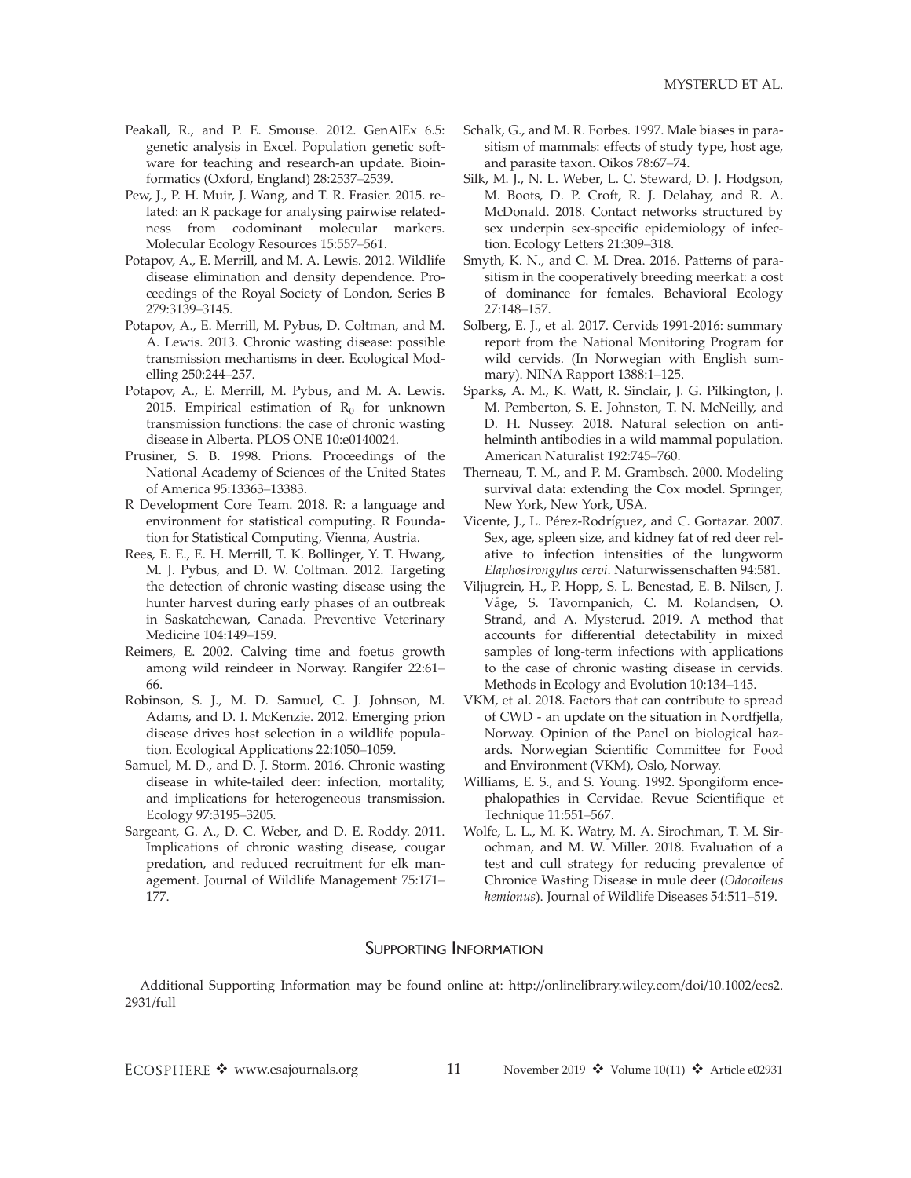Peakall, R., and P. E. Smouse. 2012. GenAlEx 6.5: genetic analysis in Excel. Population genetic software for teaching and research-an update. Bioinformatics (Oxford, England) 28:2537–2539.

Pew, J., P. H. Muir, J. Wang, and T. R. Frasier. 2015. related: an R package for analysing pairwise relatedness from codominant molecular markers. Molecular Ecology Resources 15:557–561.

Potapov, A., E. Merrill, and M. A. Lewis. 2012. Wildlife disease elimination and density dependence. Proceedings of the Royal Society of London, Series B 279:3139–3145.

Potapov, A., E. Merrill, M. Pybus, D. Coltman, and M. A. Lewis. 2013. Chronic wasting disease: possible transmission mechanisms in deer. Ecological Modelling 250:244–257.

Potapov, A., E. Merrill, M. Pybus, and M. A. Lewis. 2015. Empirical estimation of $R_0$ for unknown transmission functions: the case of chronic wasting disease in Alberta. PLOS ONE 10:e0140024.

Prusiner, S. B. 1998. Prions. Proceedings of the National Academy of Sciences of the United States of America 95:13363–13383.

R Development Core Team. 2018. R: a language and environment for statistical computing. R Foundation for Statistical Computing, Vienna, Austria.

Rees, E. E., E. H. Merrill, T. K. Bollinger, Y. T. Hwang, M. J. Pybus, and D. W. Coltman. 2012. Targeting the detection of chronic wasting disease using the hunter harvest during early phases of an outbreak in Saskatchewan, Canada. Preventive Veterinary Medicine 104:149–159.

Reimers, E. 2002. Calving time and foetus growth among wild reindeer in Norway. Rangifer 22:61–66.

Robinson, S. J., M. D. Samuel, C. J. Johnson, M. Adams, and D. I. McKenzie. 2012. Emerging prion disease drives host selection in a wildlife population. Ecological Applications 22:1050–1059.

Samuel, M. D., and D. J. Storm. 2016. Chronic wasting disease in white-tailed deer: infection, mortality, and implications for heterogeneous transmission. Ecology 97:3195–3205.

Sargeant, G. A., D. C. Weber, and D. E. Roddy. 2011. Implications of chronic wasting disease, cougar predation, and reduced recruitment for elk management. Journal of Wildlife Management 75:171–177.

Schalk, G., and M. R. Forbes. 1997. Male biases in parasitism of mammals: effects of study type, host age, and parasite taxon. Oikos 78:67–74.

Silk, M. J., N. L. Weber, L. C. Steward, D. J. Hodgson, M. Boots, D. P. Croft, R. J. Delahay, and R. A. McDonald. 2018. Contact networks structured by sex underpin sex-specific epidemiology of infection. Ecology Letters 21:309–318.

Smyth, K. N., and C. M. Drea. 2016. Patterns of parasitism in the cooperatively breeding meerkat: a cost of dominance for females. Behavioral Ecology 27:148–157.

Solberg, E. J., et al. 2017. Cervids 1991-2016: summary report from the National Monitoring Program for wild cervids. (In Norwegian with English summary). NINA Rapport 1388:1–125.

Sparks, A. M., K. Watt, R. Sinclair, J. G. Pilkington, J. M. Pemberton, S. E. Johnston, T. N. McNeilly, and D. H. Nussey. 2018. Natural selection on antihelminth antibodies in a wild mammal population. American Naturalist 192:745–760.

Therneau, T. M., and P. M. Grambsch. 2000. Modeling survival data: extending the Cox model. Springer, New York, New York, USA.

Vicente, J., L. Pérez-Rodríguez, and C. Gortazar. 2007. Sex, age, spleen size, and kidney fat of red deer relative to infection intensities of the lungworm *Elaphostrongylus cervi*. Naturwissenschaften 94:581.

Viljugrein, H., P. Hopp, S. L. Benestad, E. B. Nilsen, J. Våge, S. Tavornpanich, C. M. Rolandsen, O. Strand, and A. Mysterud. 2019. A method that accounts for differential detectability in mixed samples of long-term infections with applications to the case of chronic wasting disease in cervids. Methods in Ecology and Evolution 10:134–145.

VKM, et al. 2018. Factors that can contribute to spread of CWD - an update on the situation in Nordfjella, Norway. Opinion of the Panel on biological hazards. Norwegian Scientific Committee for Food and Environment (VKM), Oslo, Norway.

Williams, E. S., and S. Young. 1992. Spongiform encephalopathies in Cervidae. Revue Scientifique et Technique 11:551–567.

Wolfe, L. L., M. K. Watry, M. A. Sirochman, T. M. Sirochman, and M. W. Miller. 2018. Evaluation of a test and cull strategy for reducing prevalence of Chronice Wasting Disease in mule deer (*Odocoileus hemionus*). Journal of Wildlife Diseases 54:511–519.

## Supporting Information

Additional Supporting Information may be found online at: http://onlinelibrary.wiley.com/doi/10.1002/ecs2.2931/full